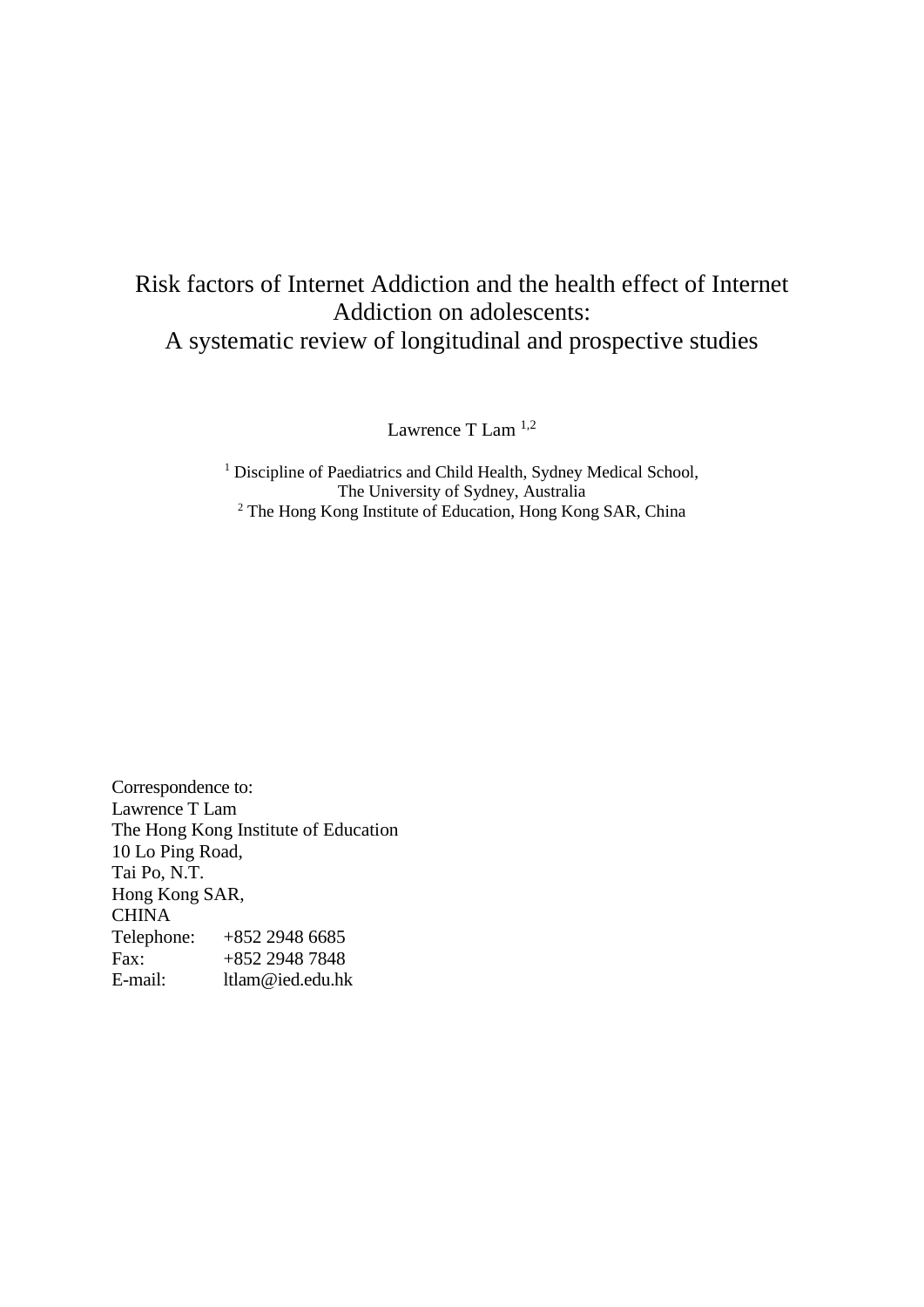# Risk factors of Internet Addiction and the health effect of Internet Addiction on adolescents: A systematic review of longitudinal and prospective studies

Lawrence T Lam [1,2]

[1] Discipline of Paediatrics and Child Health, Sydney Medical School, The University of Sydney, Australia
[2] The Hong Kong Institute of Education, Hong Kong SAR, China

Correspondence to:
Lawrence T Lam
The Hong Kong Institute of Education
10 Lo Ping Road,
Tai Po, N.T.
Hong Kong SAR,
CHINA
Telephone: +852 2948 6685
Fax: +852 2948 7848
E-mail: ltlam@ied.edu.hk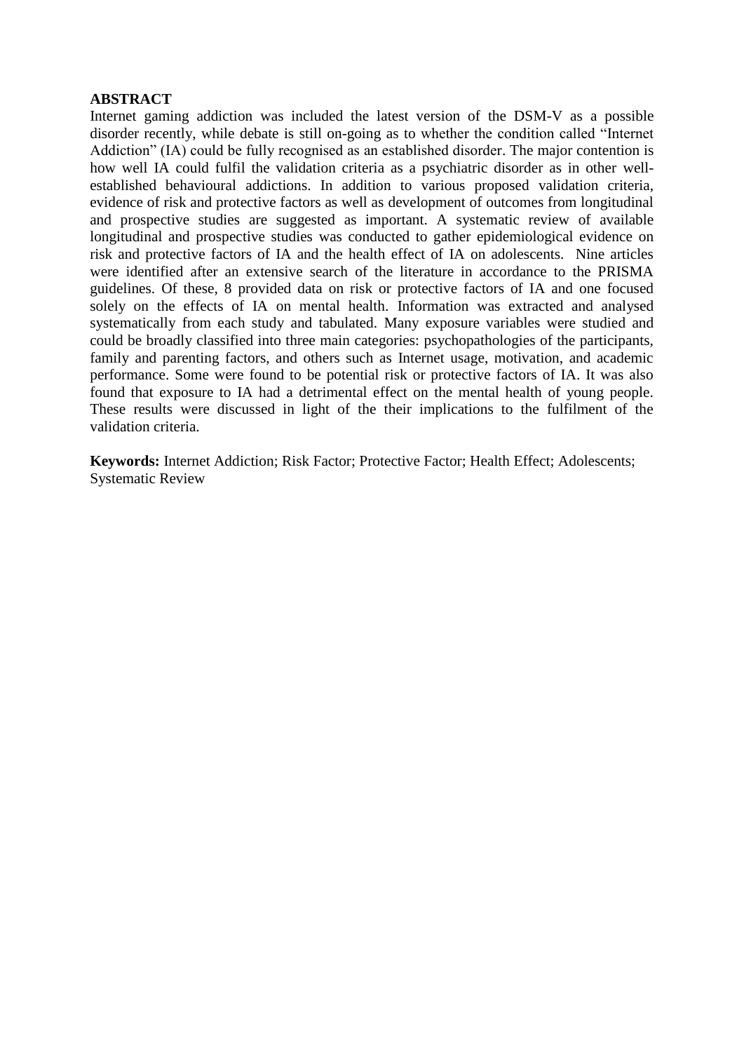**ABSTRACT**

Internet gaming addiction was included the latest version of the DSM-V as a possible disorder recently, while debate is still on-going as to whether the condition called "Internet Addiction" (IA) could be fully recognised as an established disorder. The major contention is how well IA could fulfil the validation criteria as a psychiatric disorder as in other well-established behavioural addictions. In addition to various proposed validation criteria, evidence of risk and protective factors as well as development of outcomes from longitudinal and prospective studies are suggested as important. A systematic review of available longitudinal and prospective studies was conducted to gather epidemiological evidence on risk and protective factors of IA and the health effect of IA on adolescents. Nine articles were identified after an extensive search of the literature in accordance to the PRISMA guidelines. Of these, 8 provided data on risk or protective factors of IA and one focused solely on the effects of IA on mental health. Information was extracted and analysed systematically from each study and tabulated. Many exposure variables were studied and could be broadly classified into three main categories: psychopathologies of the participants, family and parenting factors, and others such as Internet usage, motivation, and academic performance. Some were found to be potential risk or protective factors of IA. It was also found that exposure to IA had a detrimental effect on the mental health of young people. These results were discussed in light of the their implications to the fulfilment of the validation criteria.

**Keywords:** Internet Addiction; Risk Factor; Protective Factor; Health Effect; Adolescents; Systematic Review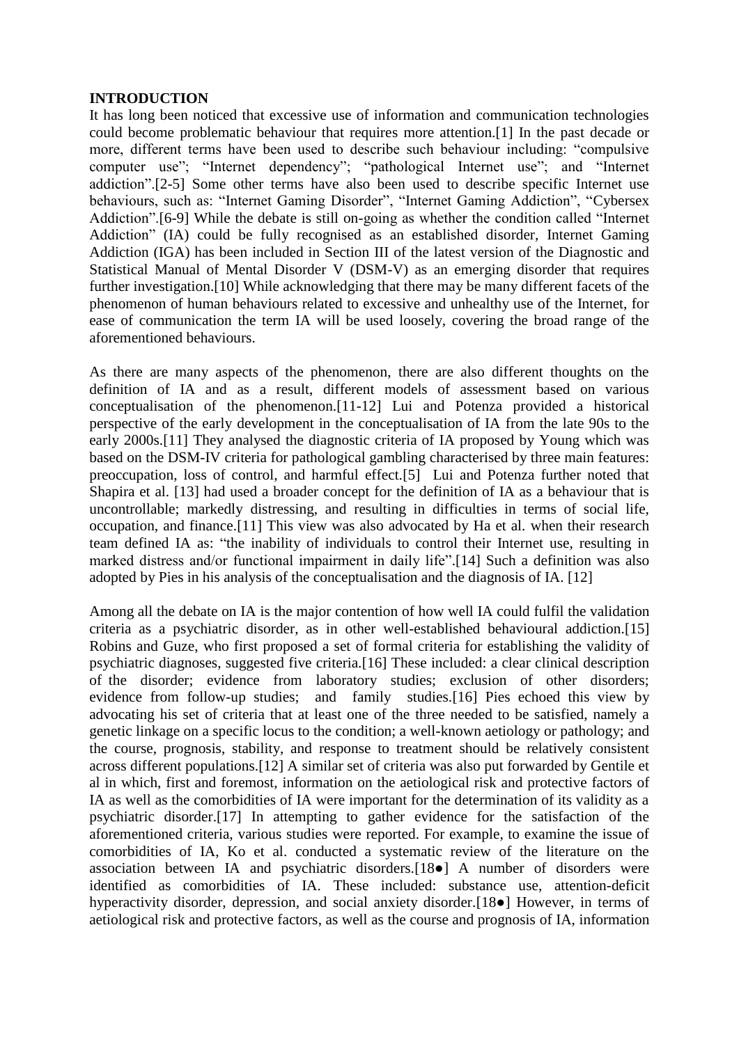**INTRODUCTION**

It has long been noticed that excessive use of information and communication technologies could become problematic behaviour that requires more attention.[1] In the past decade or more, different terms have been used to describe such behaviour including: "compulsive computer use"; "Internet dependency"; "pathological Internet use"; and "Internet addiction".[2-5] Some other terms have also been used to describe specific Internet use behaviours, such as: "Internet Gaming Disorder", "Internet Gaming Addiction", "Cybersex Addiction".[6-9] While the debate is still on-going as whether the condition called "Internet Addiction" (IA) could be fully recognised as an established disorder, Internet Gaming Addiction (IGA) has been included in Section III of the latest version of the Diagnostic and Statistical Manual of Mental Disorder V (DSM-V) as an emerging disorder that requires further investigation.[10] While acknowledging that there may be many different facets of the phenomenon of human behaviours related to excessive and unhealthy use of the Internet, for ease of communication the term IA will be used loosely, covering the broad range of the aforementioned behaviours.

As there are many aspects of the phenomenon, there are also different thoughts on the definition of IA and as a result, different models of assessment based on various conceptualisation of the phenomenon.[11-12] Lui and Potenza provided a historical perspective of the early development in the conceptualisation of IA from the late 90s to the early 2000s.[11] They analysed the diagnostic criteria of IA proposed by Young which was based on the DSM-IV criteria for pathological gambling characterised by three main features: preoccupation, loss of control, and harmful effect.[5] Lui and Potenza further noted that Shapira et al. [13] had used a broader concept for the definition of IA as a behaviour that is uncontrollable; markedly distressing, and resulting in difficulties in terms of social life, occupation, and finance.[11] This view was also advocated by Ha et al. when their research team defined IA as: "the inability of individuals to control their Internet use, resulting in marked distress and/or functional impairment in daily life".[14] Such a definition was also adopted by Pies in his analysis of the conceptualisation and the diagnosis of IA. [12]

Among all the debate on IA is the major contention of how well IA could fulfil the validation criteria as a psychiatric disorder, as in other well-established behavioural addiction.[15] Robins and Guze, who first proposed a set of formal criteria for establishing the validity of psychiatric diagnoses, suggested five criteria.[16] These included: a clear clinical description of the disorder; evidence from laboratory studies; exclusion of other disorders; evidence from follow-up studies; and family studies.[16] Pies echoed this view by advocating his set of criteria that at least one of the three needed to be satisfied, namely a genetic linkage on a specific locus to the condition; a well-known aetiology or pathology; and the course, prognosis, stability, and response to treatment should be relatively consistent across different populations.[12] A similar set of criteria was also put forwarded by Gentile et al in which, first and foremost, information on the aetiological risk and protective factors of IA as well as the comorbidities of IA were important for the determination of its validity as a psychiatric disorder.[17] In attempting to gather evidence for the satisfaction of the aforementioned criteria, various studies were reported. For example, to examine the issue of comorbidities of IA, Ko et al. conducted a systematic review of the literature on the association between IA and psychiatric disorders.[18●] A number of disorders were identified as comorbidities of IA. These included: substance use, attention-deficit hyperactivity disorder, depression, and social anxiety disorder.[18●] However, in terms of aetiological risk and protective factors, as well as the course and prognosis of IA, information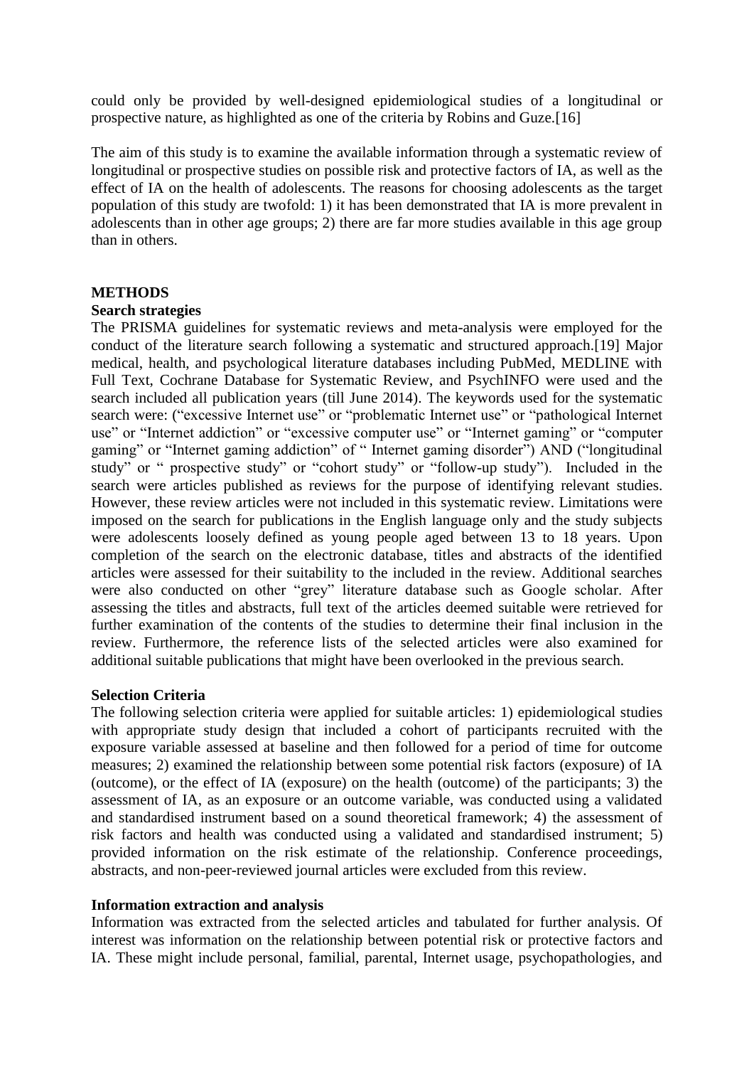could only be provided by well-designed epidemiological studies of a longitudinal or prospective nature, as highlighted as one of the criteria by Robins and Guze.[16]

The aim of this study is to examine the available information through a systematic review of longitudinal or prospective studies on possible risk and protective factors of IA, as well as the effect of IA on the health of adolescents. The reasons for choosing adolescents as the target population of this study are twofold: 1) it has been demonstrated that IA is more prevalent in adolescents than in other age groups; 2) there are far more studies available in this age group than in others.

## METHODS

### Search strategies

The PRISMA guidelines for systematic reviews and meta-analysis were employed for the conduct of the literature search following a systematic and structured approach.[19] Major medical, health, and psychological literature databases including PubMed, MEDLINE with Full Text, Cochrane Database for Systematic Review, and PsychINFO were used and the search included all publication years (till June 2014). The keywords used for the systematic search were: ("excessive Internet use" or "problematic Internet use" or "pathological Internet use" or "Internet addiction" or "excessive computer use" or "Internet gaming" or "computer gaming" or "Internet gaming addiction" of " Internet gaming disorder") AND ("longitudinal study" or " prospective study" or "cohort study" or "follow-up study"). Included in the search were articles published as reviews for the purpose of identifying relevant studies. However, these review articles were not included in this systematic review. Limitations were imposed on the search for publications in the English language only and the study subjects were adolescents loosely defined as young people aged between 13 to 18 years. Upon completion of the search on the electronic database, titles and abstracts of the identified articles were assessed for their suitability to the included in the review. Additional searches were also conducted on other "grey" literature database such as Google scholar. After assessing the titles and abstracts, full text of the articles deemed suitable were retrieved for further examination of the contents of the studies to determine their final inclusion in the review. Furthermore, the reference lists of the selected articles were also examined for additional suitable publications that might have been overlooked in the previous search.

### Selection Criteria

The following selection criteria were applied for suitable articles: 1) epidemiological studies with appropriate study design that included a cohort of participants recruited with the exposure variable assessed at baseline and then followed for a period of time for outcome measures; 2) examined the relationship between some potential risk factors (exposure) of IA (outcome), or the effect of IA (exposure) on the health (outcome) of the participants; 3) the assessment of IA, as an exposure or an outcome variable, was conducted using a validated and standardised instrument based on a sound theoretical framework; 4) the assessment of risk factors and health was conducted using a validated and standardised instrument; 5) provided information on the risk estimate of the relationship. Conference proceedings, abstracts, and non-peer-reviewed journal articles were excluded from this review.

### Information extraction and analysis

Information was extracted from the selected articles and tabulated for further analysis. Of interest was information on the relationship between potential risk or protective factors and IA. These might include personal, familial, parental, Internet usage, psychopathologies, and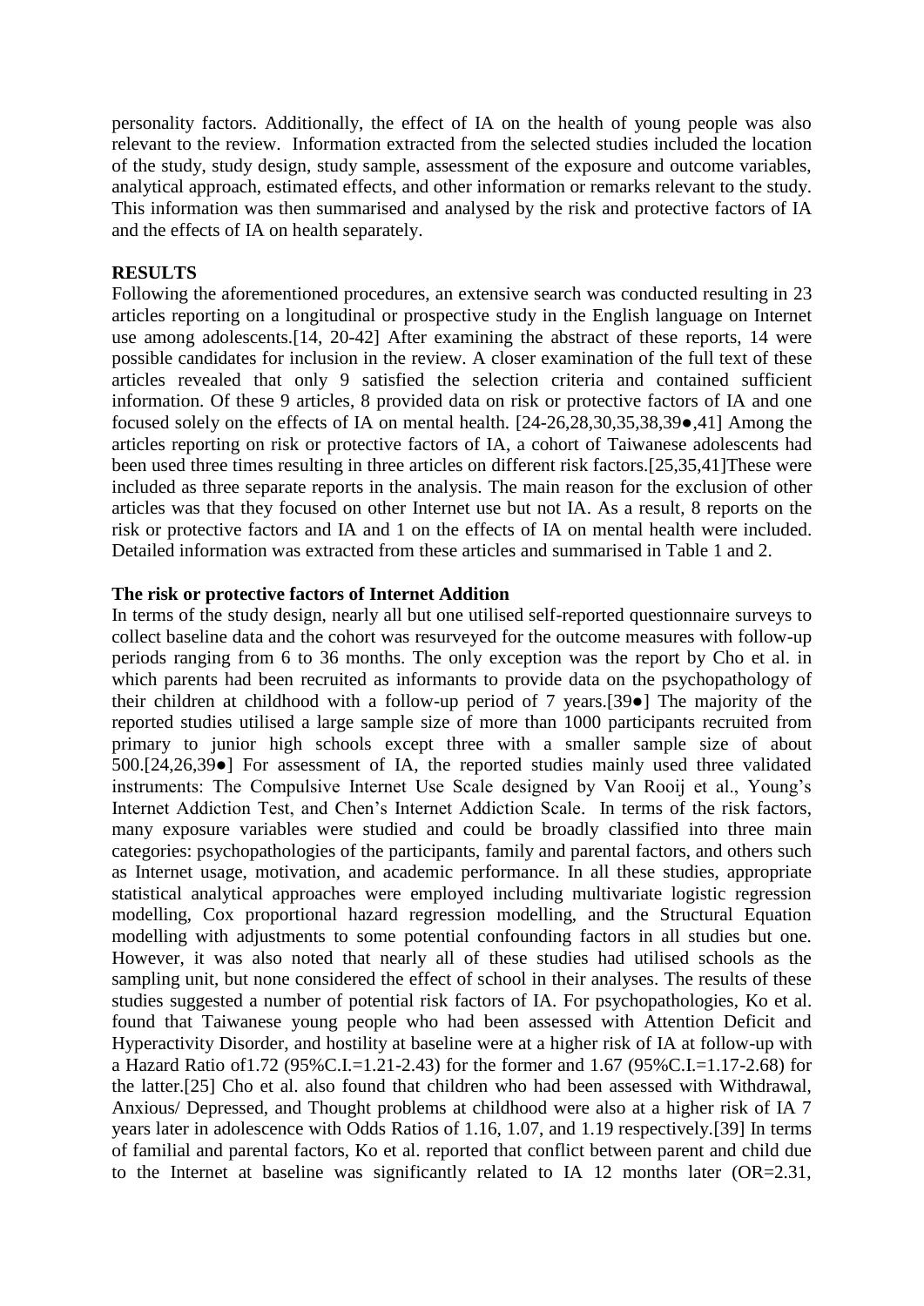personality factors. Additionally, the effect of IA on the health of young people was also relevant to the review. Information extracted from the selected studies included the location of the study, study design, study sample, assessment of the exposure and outcome variables, analytical approach, estimated effects, and other information or remarks relevant to the study. This information was then summarised and analysed by the risk and protective factors of IA and the effects of IA on health separately.

## RESULTS

Following the aforementioned procedures, an extensive search was conducted resulting in 23 articles reporting on a longitudinal or prospective study in the English language on Internet use among adolescents.[14, 20-42] After examining the abstract of these reports, 14 were possible candidates for inclusion in the review. A closer examination of the full text of these articles revealed that only 9 satisfied the selection criteria and contained sufficient information. Of these 9 articles, 8 provided data on risk or protective factors of IA and one focused solely on the effects of IA on mental health. [24-26,28,30,35,38,39●,41] Among the articles reporting on risk or protective factors of IA, a cohort of Taiwanese adolescents had been used three times resulting in three articles on different risk factors.[25,35,41]These were included as three separate reports in the analysis. The main reason for the exclusion of other articles was that they focused on other Internet use but not IA. As a result, 8 reports on the risk or protective factors and IA and 1 on the effects of IA on mental health were included. Detailed information was extracted from these articles and summarised in Table 1 and 2.

### The risk or protective factors of Internet Addition

In terms of the study design, nearly all but one utilised self-reported questionnaire surveys to collect baseline data and the cohort was resurveyed for the outcome measures with follow-up periods ranging from 6 to 36 months. The only exception was the report by Cho et al. in which parents had been recruited as informants to provide data on the psychopathology of their children at childhood with a follow-up period of 7 years.[39●] The majority of the reported studies utilised a large sample size of more than 1000 participants recruited from primary to junior high schools except three with a smaller sample size of about 500.[24,26,39●] For assessment of IA, the reported studies mainly used three validated instruments: The Compulsive Internet Use Scale designed by Van Rooij et al., Young's Internet Addiction Test, and Chen's Internet Addiction Scale. In terms of the risk factors, many exposure variables were studied and could be broadly classified into three main categories: psychopathologies of the participants, family and parental factors, and others such as Internet usage, motivation, and academic performance. In all these studies, appropriate statistical analytical approaches were employed including multivariate logistic regression modelling, Cox proportional hazard regression modelling, and the Structural Equation modelling with adjustments to some potential confounding factors in all studies but one. However, it was also noted that nearly all of these studies had utilised schools as the sampling unit, but none considered the effect of school in their analyses. The results of these studies suggested a number of potential risk factors of IA. For psychopathologies, Ko et al. found that Taiwanese young people who had been assessed with Attention Deficit and Hyperactivity Disorder, and hostility at baseline were at a higher risk of IA at follow-up with a Hazard Ratio of1.72 (95%C.I.=1.21-2.43) for the former and 1.67 (95%C.I.=1.17-2.68) for the latter.[25] Cho et al. also found that children who had been assessed with Withdrawal, Anxious/ Depressed, and Thought problems at childhood were also at a higher risk of IA 7 years later in adolescence with Odds Ratios of 1.16, 1.07, and 1.19 respectively.[39] In terms of familial and parental factors, Ko et al. reported that conflict between parent and child due to the Internet at baseline was significantly related to IA 12 months later (OR=2.31,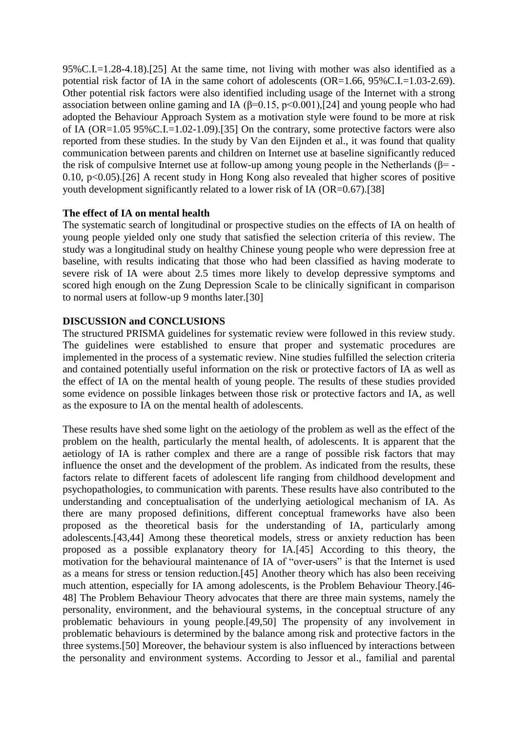95%C.I.=1.28-4.18).[25] At the same time, not living with mother was also identified as a potential risk factor of IA in the same cohort of adolescents (OR=1.66, 95%C.I.=1.03-2.69). Other potential risk factors were also identified including usage of the Internet with a strong association between online gaming and IA ($\beta$=0.15, $p$<0.001),[24] and young people who had adopted the Behaviour Approach System as a motivation style were found to be more at risk of IA (OR=1.05 95%C.I.=1.02-1.09).[35] On the contrary, some protective factors were also reported from these studies. In the study by Van den Eijnden et al., it was found that quality communication between parents and children on Internet use at baseline significantly reduced the risk of compulsive Internet use at follow-up among young people in the Netherlands ($\beta$= -0.10, $p$<0.05).[26] A recent study in Hong Kong also revealed that higher scores of positive youth development significantly related to a lower risk of IA (OR=0.67).[38]

**The effect of IA on mental health**

The systematic search of longitudinal or prospective studies on the effects of IA on health of young people yielded only one study that satisfied the selection criteria of this review. The study was a longitudinal study on healthy Chinese young people who were depression free at baseline, with results indicating that those who had been classified as having moderate to severe risk of IA were about 2.5 times more likely to develop depressive symptoms and scored high enough on the Zung Depression Scale to be clinically significant in comparison to normal users at follow-up 9 months later.[30]

**DISCUSSION and CONCLUSIONS**

The structured PRISMA guidelines for systematic review were followed in this review study. The guidelines were established to ensure that proper and systematic procedures are implemented in the process of a systematic review. Nine studies fulfilled the selection criteria and contained potentially useful information on the risk or protective factors of IA as well as the effect of IA on the mental health of young people. The results of these studies provided some evidence on possible linkages between those risk or protective factors and IA, as well as the exposure to IA on the mental health of adolescents.

These results have shed some light on the aetiology of the problem as well as the effect of the problem on the health, particularly the mental health, of adolescents. It is apparent that the aetiology of IA is rather complex and there are a range of possible risk factors that may influence the onset and the development of the problem. As indicated from the results, these factors relate to different facets of adolescent life ranging from childhood development and psychopathologies, to communication with parents. These results have also contributed to the understanding and conceptualisation of the underlying aetiological mechanism of IA. As there are many proposed definitions, different conceptual frameworks have also been proposed as the theoretical basis for the understanding of IA, particularly among adolescents.[43,44] Among these theoretical models, stress or anxiety reduction has been proposed as a possible explanatory theory for IA.[45] According to this theory, the motivation for the behavioural maintenance of IA of "over-users" is that the Internet is used as a means for stress or tension reduction.[45] Another theory which has also been receiving much attention, especially for IA among adolescents, is the Problem Behaviour Theory.[46-48] The Problem Behaviour Theory advocates that there are three main systems, namely the personality, environment, and the behavioural systems, in the conceptual structure of any problematic behaviours in young people.[49,50] The propensity of any involvement in problematic behaviours is determined by the balance among risk and protective factors in the three systems.[50] Moreover, the behaviour system is also influenced by interactions between the personality and environment systems. According to Jessor et al., familial and parental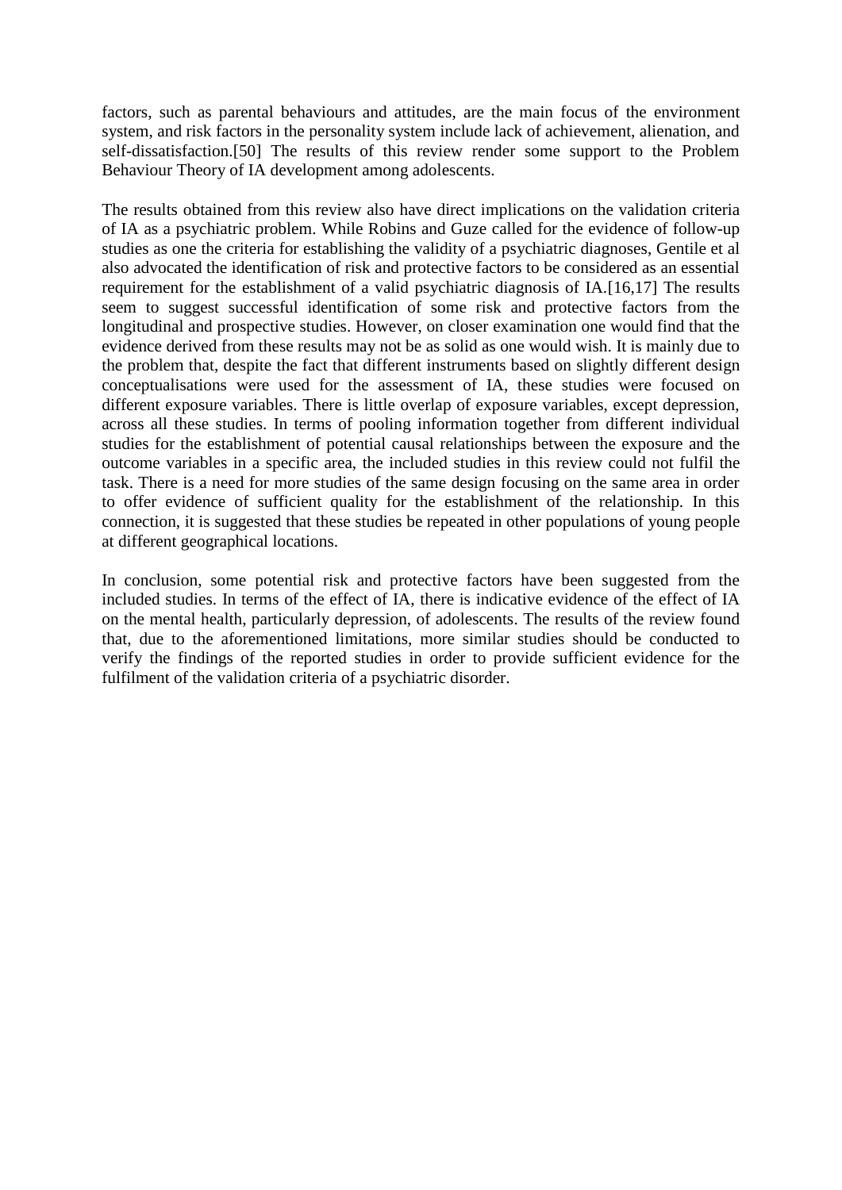factors, such as parental behaviours and attitudes, are the main focus of the environment system, and risk factors in the personality system include lack of achievement, alienation, and self-dissatisfaction.[50] The results of this review render some support to the Problem Behaviour Theory of IA development among adolescents.

The results obtained from this review also have direct implications on the validation criteria of IA as a psychiatric problem. While Robins and Guze called for the evidence of follow-up studies as one the criteria for establishing the validity of a psychiatric diagnoses, Gentile et al also advocated the identification of risk and protective factors to be considered as an essential requirement for the establishment of a valid psychiatric diagnosis of IA.[16,17] The results seem to suggest successful identification of some risk and protective factors from the longitudinal and prospective studies. However, on closer examination one would find that the evidence derived from these results may not be as solid as one would wish. It is mainly due to the problem that, despite the fact that different instruments based on slightly different design conceptualisations were used for the assessment of IA, these studies were focused on different exposure variables. There is little overlap of exposure variables, except depression, across all these studies. In terms of pooling information together from different individual studies for the establishment of potential causal relationships between the exposure and the outcome variables in a specific area, the included studies in this review could not fulfil the task. There is a need for more studies of the same design focusing on the same area in order to offer evidence of sufficient quality for the establishment of the relationship. In this connection, it is suggested that these studies be repeated in other populations of young people at different geographical locations.

In conclusion, some potential risk and protective factors have been suggested from the included studies. In terms of the effect of IA, there is indicative evidence of the effect of IA on the mental health, particularly depression, of adolescents. The results of the review found that, due to the aforementioned limitations, more similar studies should be conducted to verify the findings of the reported studies in order to provide sufficient evidence for the fulfilment of the validation criteria of a psychiatric disorder.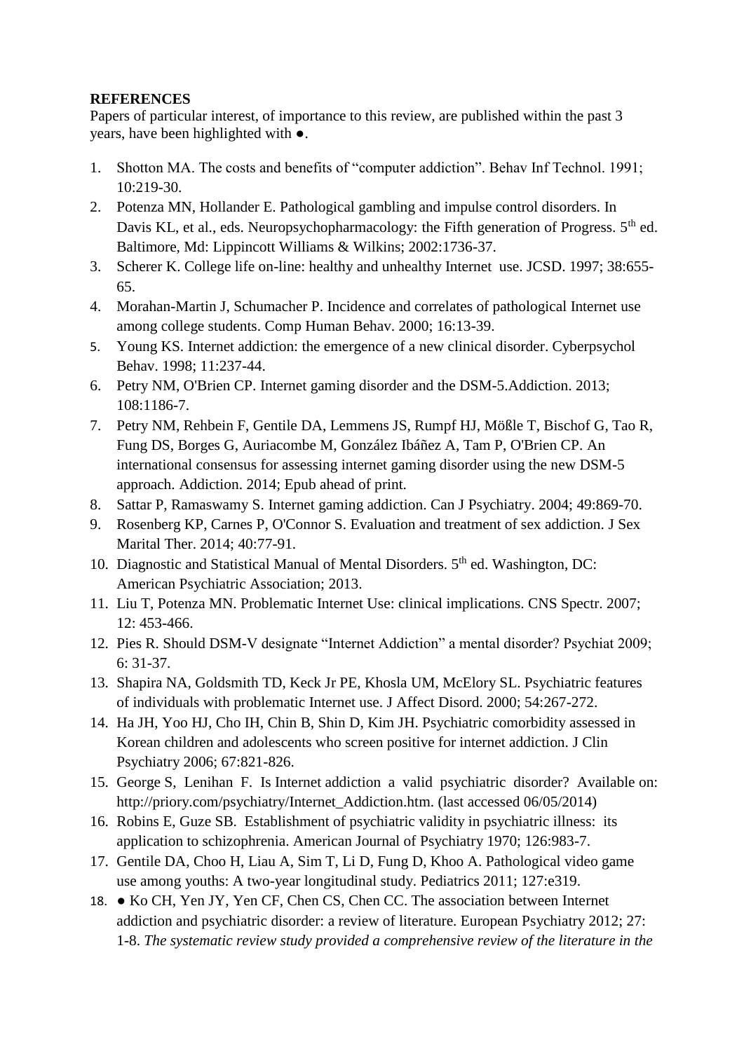**REFERENCES**

Papers of particular interest, of importance to this review, are published within the past 3 years, have been highlighted with ●.

1. Shotton MA. The costs and benefits of "computer addiction". Behav Inf Technol. 1991; 10:219-30.
2. Potenza MN, Hollander E. Pathological gambling and impulse control disorders. In Davis KL, et al., eds. Neuropsychopharmacology: the Fifth generation of Progress. 5th ed. Baltimore, Md: Lippincott Williams & Wilkins; 2002:1736-37.
3. Scherer K. College life on-line: healthy and unhealthy Internet use. JCSD. 1997; 38:655-65.
4. Morahan-Martin J, Schumacher P. Incidence and correlates of pathological Internet use among college students. Comp Human Behav. 2000; 16:13-39.
5. Young KS. Internet addiction: the emergence of a new clinical disorder. Cyberpsychol Behav. 1998; 11:237-44.
6. Petry NM, O'Brien CP. Internet gaming disorder and the DSM-5.Addiction. 2013; 108:1186-7.
7. Petry NM, Rehbein F, Gentile DA, Lemmens JS, Rumpf HJ, Mößle T, Bischof G, Tao R, Fung DS, Borges G, Auriacombe M, González Ibáñez A, Tam P, O'Brien CP. An international consensus for assessing internet gaming disorder using the new DSM-5 approach. Addiction. 2014; Epub ahead of print.
8. Sattar P, Ramaswamy S. Internet gaming addiction. Can J Psychiatry. 2004; 49:869-70.
9. Rosenberg KP, Carnes P, O'Connor S. Evaluation and treatment of sex addiction. J Sex Marital Ther. 2014; 40:77-91.
10. Diagnostic and Statistical Manual of Mental Disorders. 5th ed. Washington, DC: American Psychiatric Association; 2013.
11. Liu T, Potenza MN. Problematic Internet Use: clinical implications. CNS Spectr. 2007; 12: 453-466.
12. Pies R. Should DSM-V designate "Internet Addiction" a mental disorder? Psychiat 2009; 6: 31-37.
13. Shapira NA, Goldsmith TD, Keck Jr PE, Khosla UM, McElory SL. Psychiatric features of individuals with problematic Internet use. J Affect Disord. 2000; 54:267-272.
14. Ha JH, Yoo HJ, Cho IH, Chin B, Shin D, Kim JH. Psychiatric comorbidity assessed in Korean children and adolescents who screen positive for internet addiction. J Clin Psychiatry 2006; 67:821-826.
15. George S, Lenihan F. Is Internet addiction a valid psychiatric disorder? Available on: http://priory.com/psychiatry/Internet_Addiction.htm. (last accessed 06/05/2014)
16. Robins E, Guze SB. Establishment of psychiatric validity in psychiatric illness: its application to schizophrenia. American Journal of Psychiatry 1970; 126:983-7.
17. Gentile DA, Choo H, Liau A, Sim T, Li D, Fung D, Khoo A. Pathological video game use among youths: A two-year longitudinal study. Pediatrics 2011; 127:e319.
18. ● Ko CH, Yen JY, Yen CF, Chen CS, Chen CC. The association between Internet addiction and psychiatric disorder: a review of literature. European Psychiatry 2012; 27: 1-8. *The systematic review study provided a comprehensive review of the literature in the*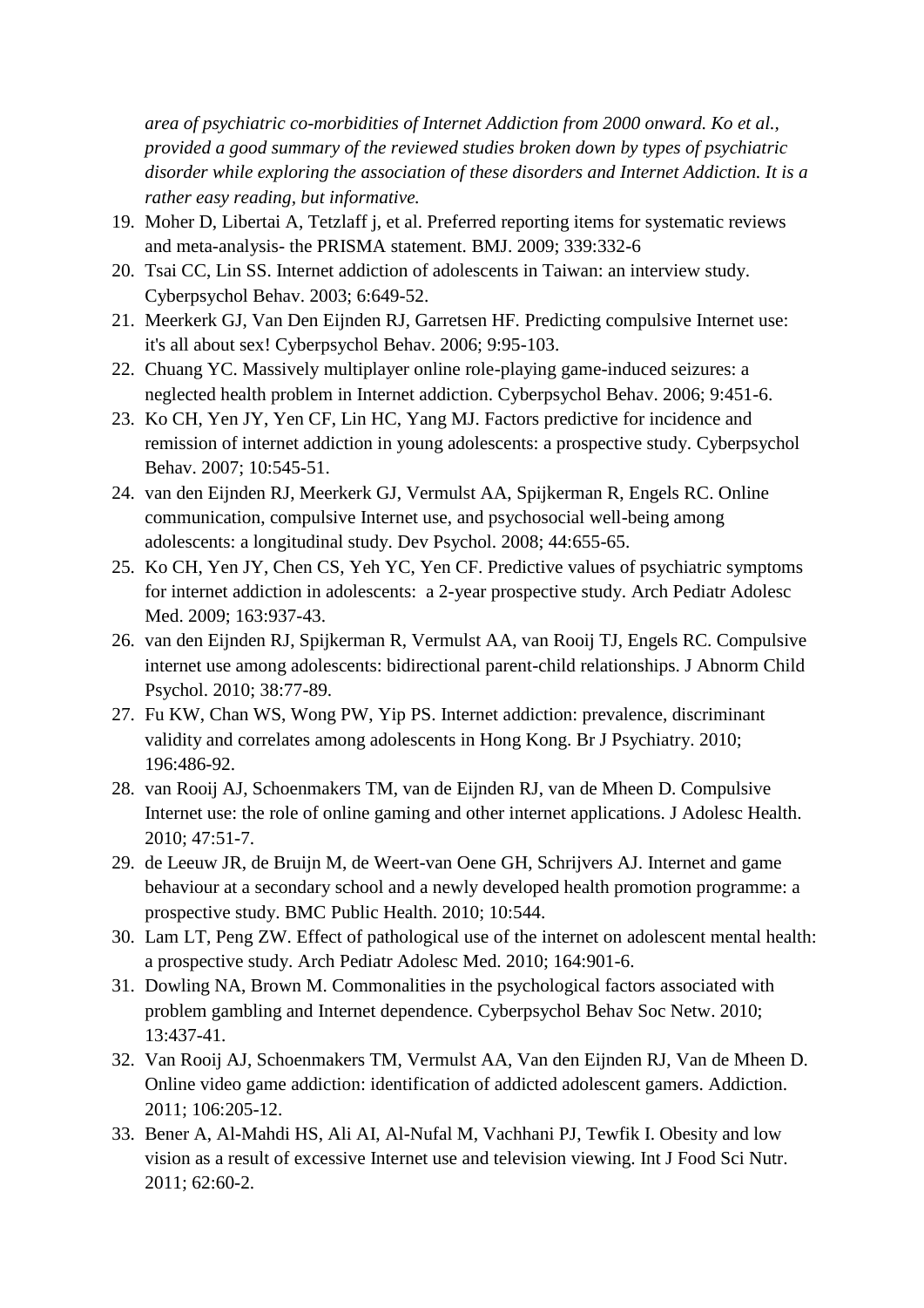*area of psychiatric co-morbidities of Internet Addiction from 2000 onward. Ko et al., provided a good summary of the reviewed studies broken down by types of psychiatric disorder while exploring the association of these disorders and Internet Addiction. It is a rather easy reading, but informative.*

19. Moher D, Libertai A, Tetzlaff j, et al. Preferred reporting items for systematic reviews and meta-analysis- the PRISMA statement. BMJ. 2009; 339:332-6
20. Tsai CC, Lin SS. Internet addiction of adolescents in Taiwan: an interview study. Cyberpsychol Behav. 2003; 6:649-52.
21. Meerkerk GJ, Van Den Eijnden RJ, Garretsen HF. Predicting compulsive Internet use: it's all about sex! Cyberpsychol Behav. 2006; 9:95-103.
22. Chuang YC. Massively multiplayer online role-playing game-induced seizures: a neglected health problem in Internet addiction. Cyberpsychol Behav. 2006; 9:451-6.
23. Ko CH, Yen JY, Yen CF, Lin HC, Yang MJ. Factors predictive for incidence and remission of internet addiction in young adolescents: a prospective study. Cyberpsychol Behav. 2007; 10:545-51.
24. van den Eijnden RJ, Meerkerk GJ, Vermulst AA, Spijkerman R, Engels RC. Online communication, compulsive Internet use, and psychosocial well-being among adolescents: a longitudinal study. Dev Psychol. 2008; 44:655-65.
25. Ko CH, Yen JY, Chen CS, Yeh YC, Yen CF. Predictive values of psychiatric symptoms for internet addiction in adolescents: a 2-year prospective study. Arch Pediatr Adolesc Med. 2009; 163:937-43.
26. van den Eijnden RJ, Spijkerman R, Vermulst AA, van Rooij TJ, Engels RC. Compulsive internet use among adolescents: bidirectional parent-child relationships. J Abnorm Child Psychol. 2010; 38:77-89.
27. Fu KW, Chan WS, Wong PW, Yip PS. Internet addiction: prevalence, discriminant validity and correlates among adolescents in Hong Kong. Br J Psychiatry. 2010; 196:486-92.
28. van Rooij AJ, Schoenmakers TM, van de Eijnden RJ, van de Mheen D. Compulsive Internet use: the role of online gaming and other internet applications. J Adolesc Health. 2010; 47:51-7.
29. de Leeuw JR, de Bruijn M, de Weert-van Oene GH, Schrijvers AJ. Internet and game behaviour at a secondary school and a newly developed health promotion programme: a prospective study. BMC Public Health. 2010; 10:544.
30. Lam LT, Peng ZW. Effect of pathological use of the internet on adolescent mental health: a prospective study. Arch Pediatr Adolesc Med. 2010; 164:901-6.
31. Dowling NA, Brown M. Commonalities in the psychological factors associated with problem gambling and Internet dependence. Cyberpsychol Behav Soc Netw. 2010; 13:437-41.
32. Van Rooij AJ, Schoenmakers TM, Vermulst AA, Van den Eijnden RJ, Van de Mheen D. Online video game addiction: identification of addicted adolescent gamers. Addiction. 2011; 106:205-12.
33. Bener A, Al-Mahdi HS, Ali AI, Al-Nufal M, Vachhani PJ, Tewfik I. Obesity and low vision as a result of excessive Internet use and television viewing. Int J Food Sci Nutr. 2011; 62:60-2.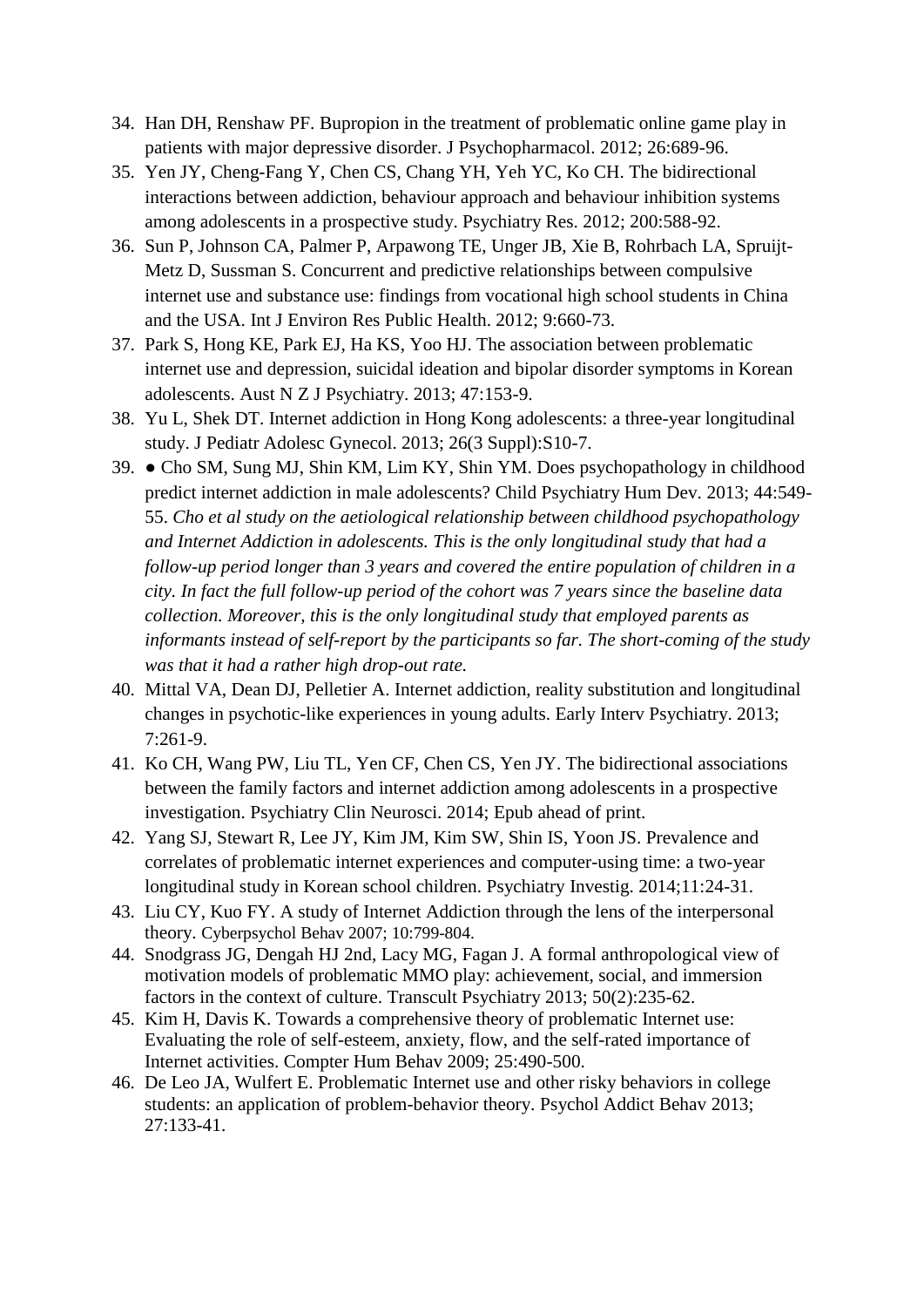34. Han DH, Renshaw PF. Bupropion in the treatment of problematic online game play in patients with major depressive disorder. J Psychopharmacol. 2012; 26:689-96.
35. Yen JY, Cheng-Fang Y, Chen CS, Chang YH, Yeh YC, Ko CH. The bidirectional interactions between addiction, behaviour approach and behaviour inhibition systems among adolescents in a prospective study. Psychiatry Res. 2012; 200:588-92.
36. Sun P, Johnson CA, Palmer P, Arpawong TE, Unger JB, Xie B, Rohrbach LA, Spruijt-Metz D, Sussman S. Concurrent and predictive relationships between compulsive internet use and substance use: findings from vocational high school students in China and the USA. Int J Environ Res Public Health. 2012; 9:660-73.
37. Park S, Hong KE, Park EJ, Ha KS, Yoo HJ. The association between problematic internet use and depression, suicidal ideation and bipolar disorder symptoms in Korean adolescents. Aust N Z J Psychiatry. 2013; 47:153-9.
38. Yu L, Shek DT. Internet addiction in Hong Kong adolescents: a three-year longitudinal study. J Pediatr Adolesc Gynecol. 2013; 26(3 Suppl):S10-7.
39. ● Cho SM, Sung MJ, Shin KM, Lim KY, Shin YM. Does psychopathology in childhood predict internet addiction in male adolescents? Child Psychiatry Hum Dev. 2013; 44:549-55. *Cho et al study on the aetiological relationship between childhood psychopathology and Internet Addiction in adolescents. This is the only longitudinal study that had a follow-up period longer than 3 years and covered the entire population of children in a city. In fact the full follow-up period of the cohort was 7 years since the baseline data collection. Moreover, this is the only longitudinal study that employed parents as informants instead of self-report by the participants so far. The short-coming of the study was that it had a rather high drop-out rate.*
40. Mittal VA, Dean DJ, Pelletier A. Internet addiction, reality substitution and longitudinal changes in psychotic-like experiences in young adults. Early Interv Psychiatry. 2013; 7:261-9.
41. Ko CH, Wang PW, Liu TL, Yen CF, Chen CS, Yen JY. The bidirectional associations between the family factors and internet addiction among adolescents in a prospective investigation. Psychiatry Clin Neurosci. 2014; Epub ahead of print.
42. Yang SJ, Stewart R, Lee JY, Kim JM, Kim SW, Shin IS, Yoon JS. Prevalence and correlates of problematic internet experiences and computer-using time: a two-year longitudinal study in Korean school children. Psychiatry Investig. 2014;11:24-31.
43. Liu CY, Kuo FY. A study of Internet Addiction through the lens of the interpersonal theory. Cyberpsychol Behav 2007; 10:799-804.
44. Snodgrass JG, Dengah HJ 2nd, Lacy MG, Fagan J. A formal anthropological view of motivation models of problematic MMO play: achievement, social, and immersion factors in the context of culture. Transcult Psychiatry 2013; 50(2):235-62.
45. Kim H, Davis K. Towards a comprehensive theory of problematic Internet use: Evaluating the role of self-esteem, anxiety, flow, and the self-rated importance of Internet activities. Compter Hum Behav 2009; 25:490-500.
46. De Leo JA, Wulfert E. Problematic Internet use and other risky behaviors in college students: an application of problem-behavior theory. Psychol Addict Behav 2013; 27:133-41.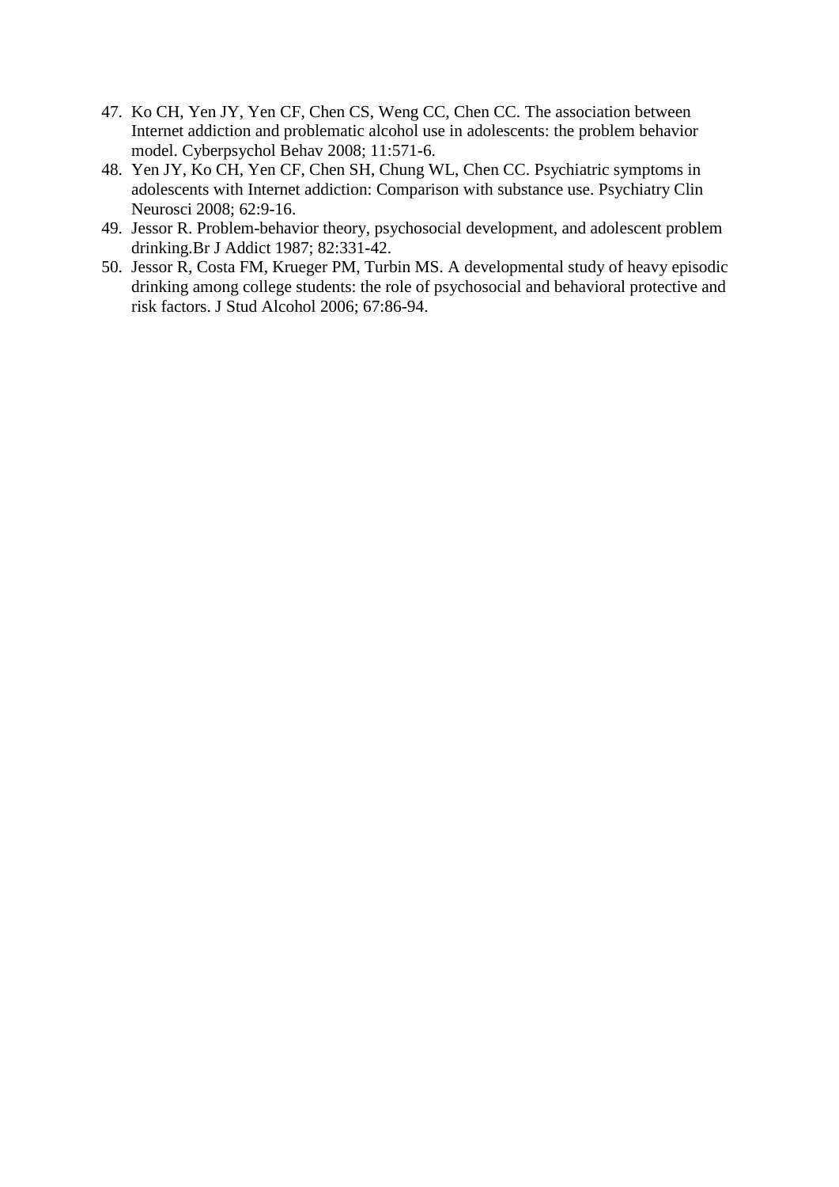47. Ko CH, Yen JY, Yen CF, Chen CS, Weng CC, Chen CC. The association between Internet addiction and problematic alcohol use in adolescents: the problem behavior model. Cyberpsychol Behav 2008; 11:571-6.
48. Yen JY, Ko CH, Yen CF, Chen SH, Chung WL, Chen CC. Psychiatric symptoms in adolescents with Internet addiction: Comparison with substance use. Psychiatry Clin Neurosci 2008; 62:9-16.
49. Jessor R. Problem-behavior theory, psychosocial development, and adolescent problem drinking.Br J Addict 1987; 82:331-42.
50. Jessor R, Costa FM, Krueger PM, Turbin MS. A developmental study of heavy episodic drinking among college students: the role of psychosocial and behavioral protective and risk factors. J Stud Alcohol 2006; 67:86-94.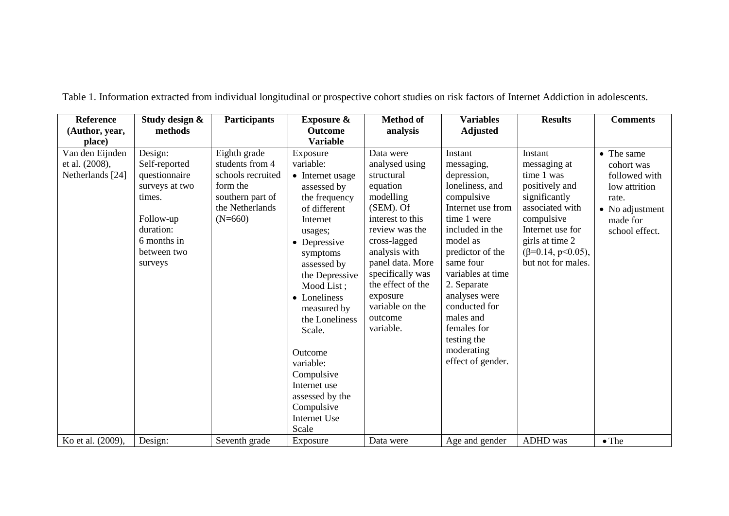Table 1. Information extracted from individual longitudinal or prospective cohort studies on risk factors of Internet Addiction in adolescents.

| Reference (Author, year, place) | Study design & methods | Participants | Exposure & Outcome Variable | Method of analysis | Variables Adjusted | Results | Comments |
|---|---|---|---|---|---|---|---|
| Van den Eijnden et al. (2008), Netherlands [24] | Design: Self-reported questionnaire surveys at two times. Follow-up duration: 6 months in between two surveys | Eighth grade students from 4 schools recruited form the southern part of the Netherlands (N=660) | Exposure variable: • Internet usage assessed by the frequency of different Internet usages; • Depressive symptoms assessed by the Depressive Mood List ; • Loneliness measured by the Loneliness Scale. Outcome variable: Compulsive Internet use assessed by the Compulsive Internet Use Scale | Data were analysed using structural equation modelling (SEM). Of interest to this review was the cross-lagged analysis with panel data. More specifically was the effect of the exposure variable on the outcome variable. | Instant messaging, depression, loneliness, and compulsive Internet use from time 1 were included in the model as predictor of the same four variables at time 2. Separate analyses were conducted for males and females for testing the moderating effect of gender. | Instant messaging at time 1 was positively and significantly associated with compulsive Internet use for girls at time 2 ($\beta$=0.14, $p$<0.05), but not for males. | • The same cohort was followed with low attrition rate. • No adjustment made for school effect. |
| Ko et al. (2009), | Design: | Seventh grade | Exposure | Data were | Age and gender | ADHD was | • The |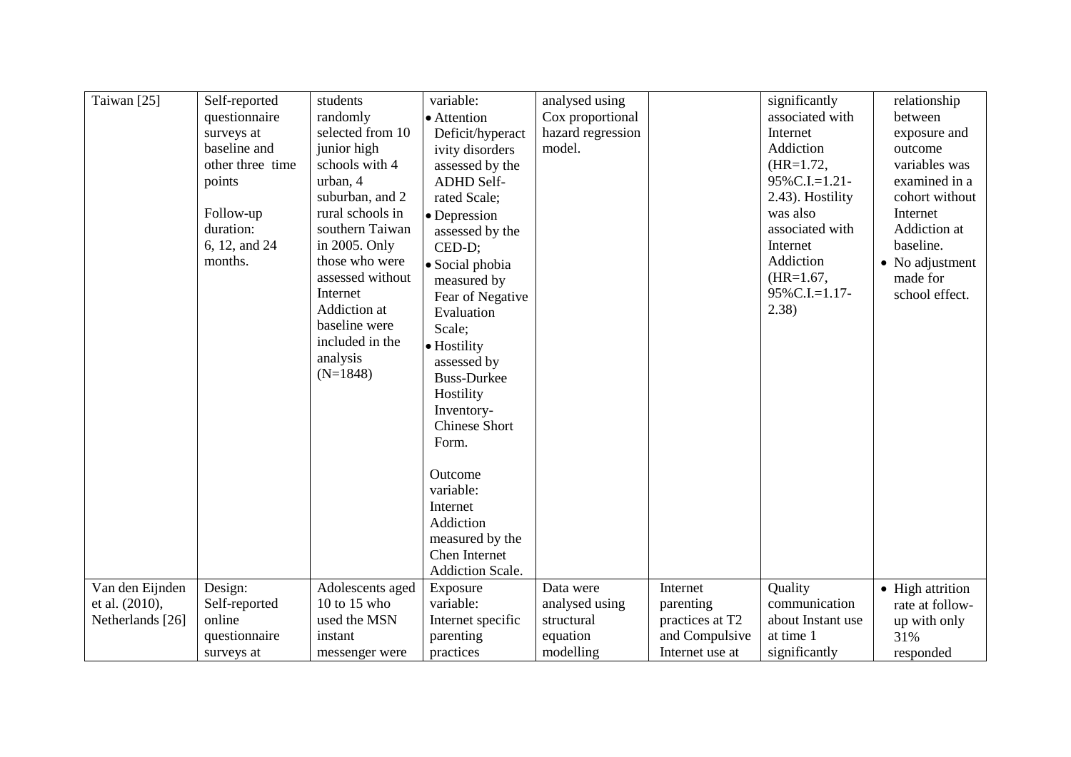| | | | | | | | |
|---|---|---|---|---|---|---|---|
| Taiwan [25] | Self-reported questionnaire surveys at baseline and other three time points<br><br>Follow-up duration: 6, 12, and 24 months. | students randomly selected from 10 junior high schools with 4 urban, 4 suburban, and 2 rural schools in southern Taiwan in 2005. Only those who were assessed without Internet Addiction at baseline were included in the analysis (N=1848) | variable:<br>• Attention Deficit/hyperactivity disorders assessed by the ADHD Self-rated Scale;<br>• Depression assessed by the CED-D;<br>• Social phobia measured by Fear of Negative Evaluation Scale;<br>• Hostility assessed by Buss-Durkee Hostility Inventory-Chinese Short Form.<br><br>Outcome variable: Internet Addiction measured by the Chen Internet Addiction Scale. | analysed using Cox proportional hazard regression model. | | significantly associated with Internet Addiction (HR=1.72, 95%C.I.=1.21-2.43). Hostility was also associated with Internet Addiction (HR=1.67, 95%C.I.=1.17-2.38) | relationship between exposure and outcome variables was examined in a cohort without Internet Addiction at baseline.<br>• No adjustment made for school effect. |
| Van den Eijnden et al. (2010), Netherlands [26] | Design: Self-reported online questionnaire surveys at | Adolescents aged 10 to 15 who used the MSN instant messenger were | Exposure variable: Internet specific parenting practices | Data were analysed using structural equation modelling | Internet parenting practices at T2 and Compulsive Internet use at | Quality communication about Instant use at time 1 significantly | • High attrition rate at follow-up with only 31% responded |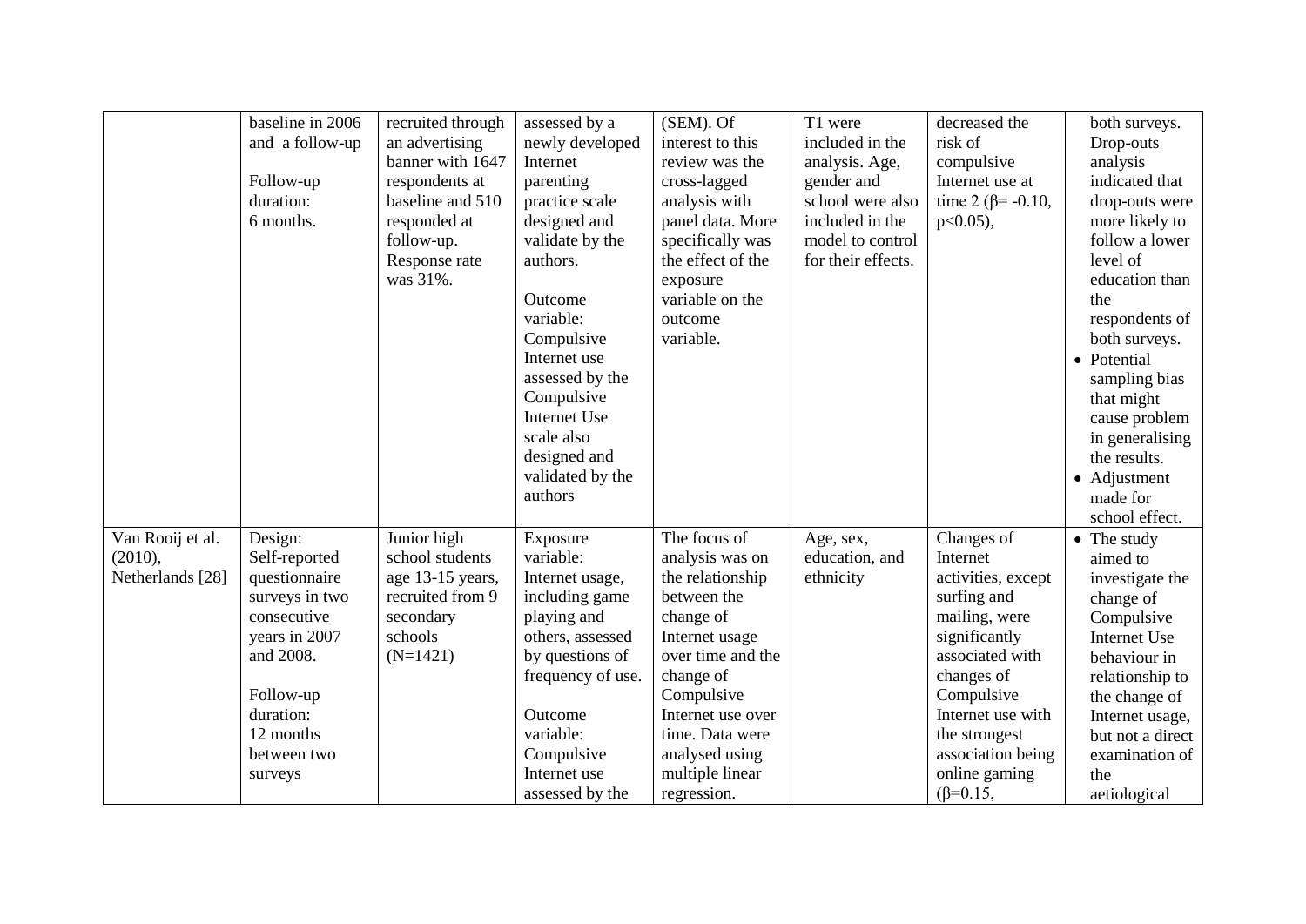| | | | | | | | |
|---|---|---|---|---|---|---|---|
| | baseline in 2006 and a follow-up<br><br>Follow-up duration:<br>6 months. | recruited through an advertising banner with 1647 respondents at baseline and 510 responded at follow-up. Response rate was 31%. | assessed by a newly developed Internet parenting practice scale designed and validate by the authors.<br><br>Outcome variable: Compulsive Internet use assessed by the Compulsive Internet Use scale also designed and validated by the authors | (SEM). Of interest to this review was the cross-lagged analysis with panel data. More specifically was the effect of the exposure variable on the outcome variable. | T1 were included in the analysis. Age, gender and school were also included in the model to control for their effects. | decreased the risk of compulsive Internet use at time 2 ($\beta$= -0.10, $p<0.05$), | both surveys. Drop-outs analysis indicated that drop-outs were more likely to follow a lower level of education than the respondents of both surveys.<br>• Potential sampling bias that might cause problem in generalising the results.<br>• Adjustment made for school effect. |
| Van Rooij et al. (2010), Netherlands [28] | Design: Self-reported questionnaire surveys in two consecutive years in 2007 and 2008.<br><br>Follow-up duration:<br>12 months between two surveys | Junior high school students age 13-15 years, recruited from 9 secondary schools (N=1421) | Exposure variable: Internet usage, including game playing and others, assessed by questions of frequency of use.<br><br>Outcome variable: Compulsive Internet use assessed by the | The focus of analysis was on the relationship between the change of Internet usage over time and the change of Compulsive Internet use over time. Data were analysed using multiple linear regression. | Age, sex, education, and ethnicity | Changes of Internet activities, except surfing and mailing, were significantly associated with changes of Compulsive Internet use with the strongest association being online gaming ($\beta$=0.15, | • The study aimed to investigate the change of Compulsive Internet Use behaviour in relationship to the change of Internet usage, but not a direct examination of the aetiological |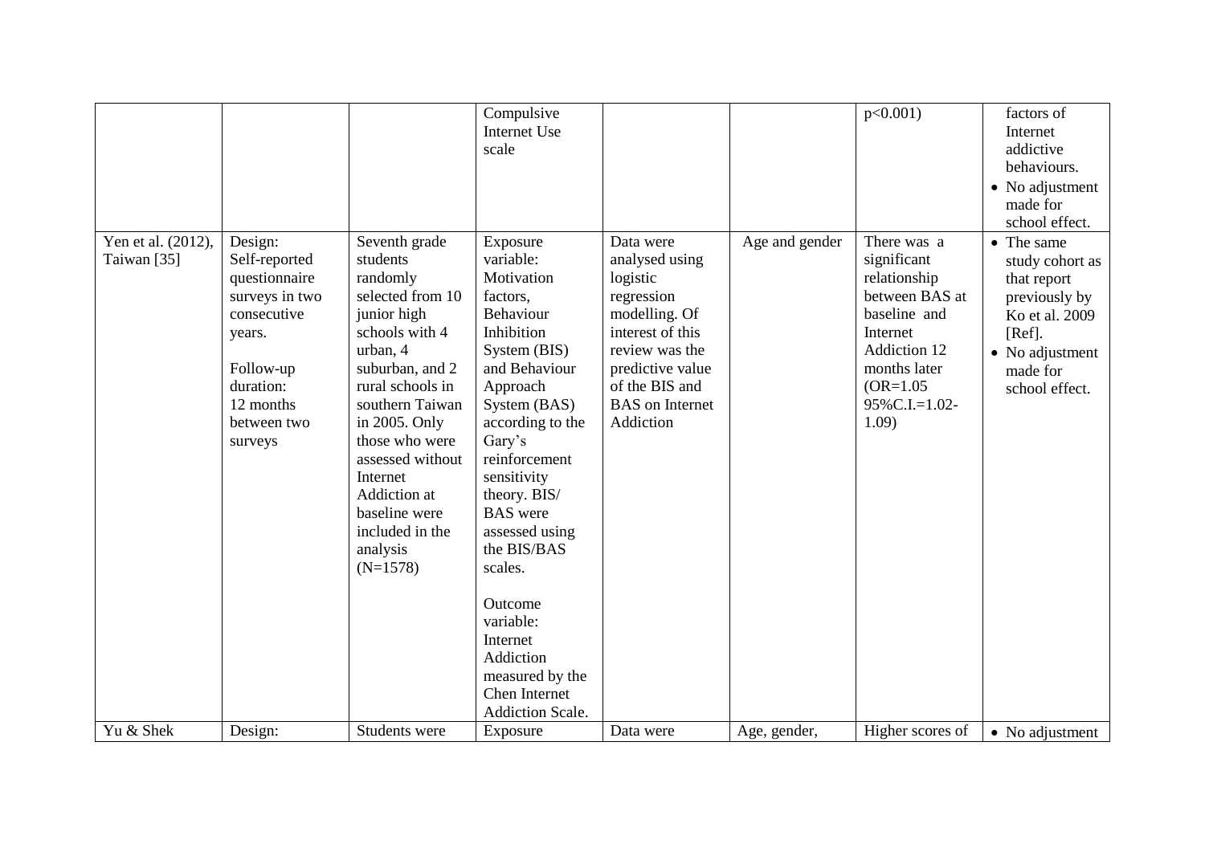| | | | | | | | |
|---|---|---|---|---|---|---|---|
| | | | Compulsive Internet Use scale | | | p<0.001) | factors of Internet addictive behaviours.<br>• No adjustment made for school effect. |
| Yen et al. (2012), Taiwan [35] | Design: Self-reported questionnaire surveys in two consecutive years.<br><br>Follow-up duration: 12 months between two surveys | Seventh grade students randomly selected from 10 junior high schools with 4 urban, 4 suburban, and 2 rural schools in southern Taiwan in 2005. Only those who were assessed without Internet Addiction at baseline were included in the analysis (N=1578) | Exposure variable: Motivation factors, Behaviour Inhibition System (BIS) and Behaviour Approach System (BAS) according to the Gary's reinforcement sensitivity theory. BIS/ BAS were assessed using the BIS/BAS scales.<br><br>Outcome variable: Internet Addiction measured by the Chen Internet Addiction Scale. | Data were analysed using logistic regression modelling. Of interest of this review was the predictive value of the BIS and BAS on Internet Addiction | Age and gender | There was a significant relationship between BAS at baseline and Internet Addiction 12 months later (OR=1.05 95%C.I.=1.02-1.09) | • The same study cohort as that report previously by Ko et al. 2009 [Ref].<br>• No adjustment made for school effect. |
| Yu & Shek | Design: | Students were | Exposure | Data were | Age, gender, | Higher scores of | • No adjustment |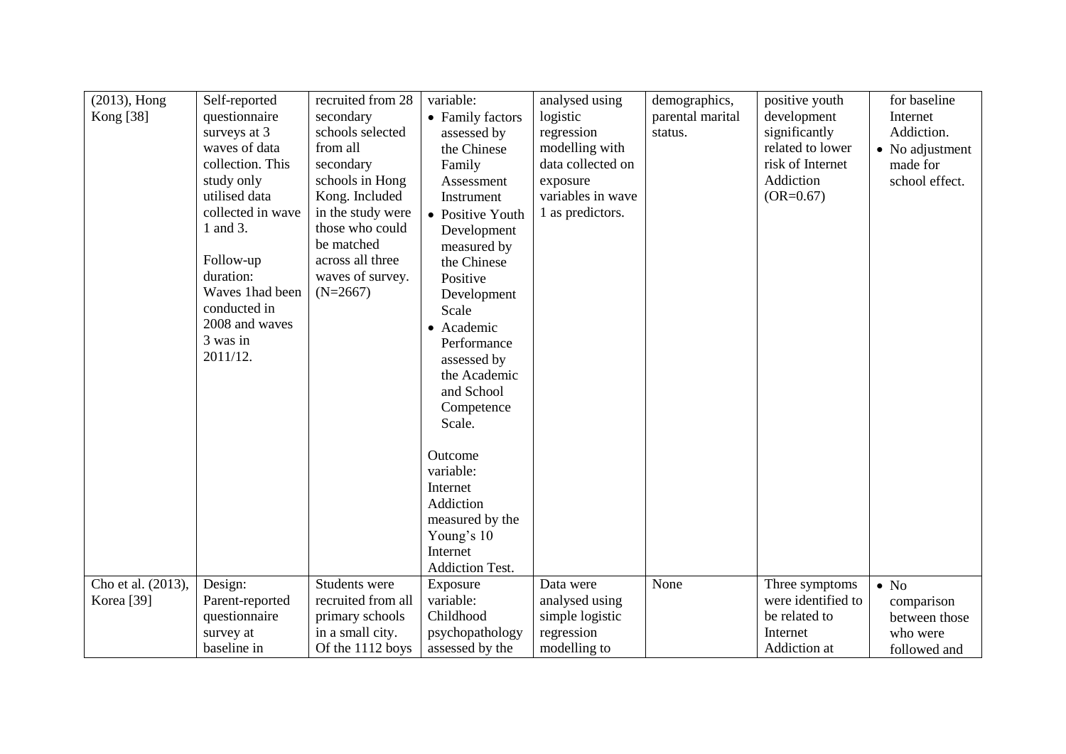| | | | | | | | |
|---|---|---|---|---|---|---|---|
| (2013), Hong Kong [38] | Self-reported questionnaire surveys at 3 waves of data collection. This study only utilised data collected in wave 1 and 3.<br><br>Follow-up duration: Waves 1had been conducted in 2008 and waves 3 was in 2011/12. | recruited from 28 secondary schools selected from all secondary schools in Hong Kong. Included in the study were those who could be matched across all three waves of survey. (N=2667) | variable:<br>• Family factors assessed by the Chinese Family Assessment Instrument<br>• Positive Youth Development measured by the Chinese Positive Development Scale<br>• Academic Performance assessed by the Academic and School Competence Scale.<br><br>Outcome variable: Internet Addiction measured by the Young's 10 Internet Addiction Test. | analysed using logistic regression modelling with data collected on exposure variables in wave 1 as predictors. | demographics, parental marital status. | positive youth development significantly related to lower risk of Internet Addiction (OR=0.67) | for baseline Internet Addiction.<br>• No adjustment made for school effect. |
| Cho et al. (2013), Korea [39] | Design: Parent-reported questionnaire survey at baseline in | Students were recruited from all primary schools in a small city. Of the 1112 boys | Exposure variable: Childhood psychopathology assessed by the | Data were analysed using simple logistic regression modelling to | None | Three symptoms were identified to be related to Internet Addiction at | • No comparison between those who were followed and |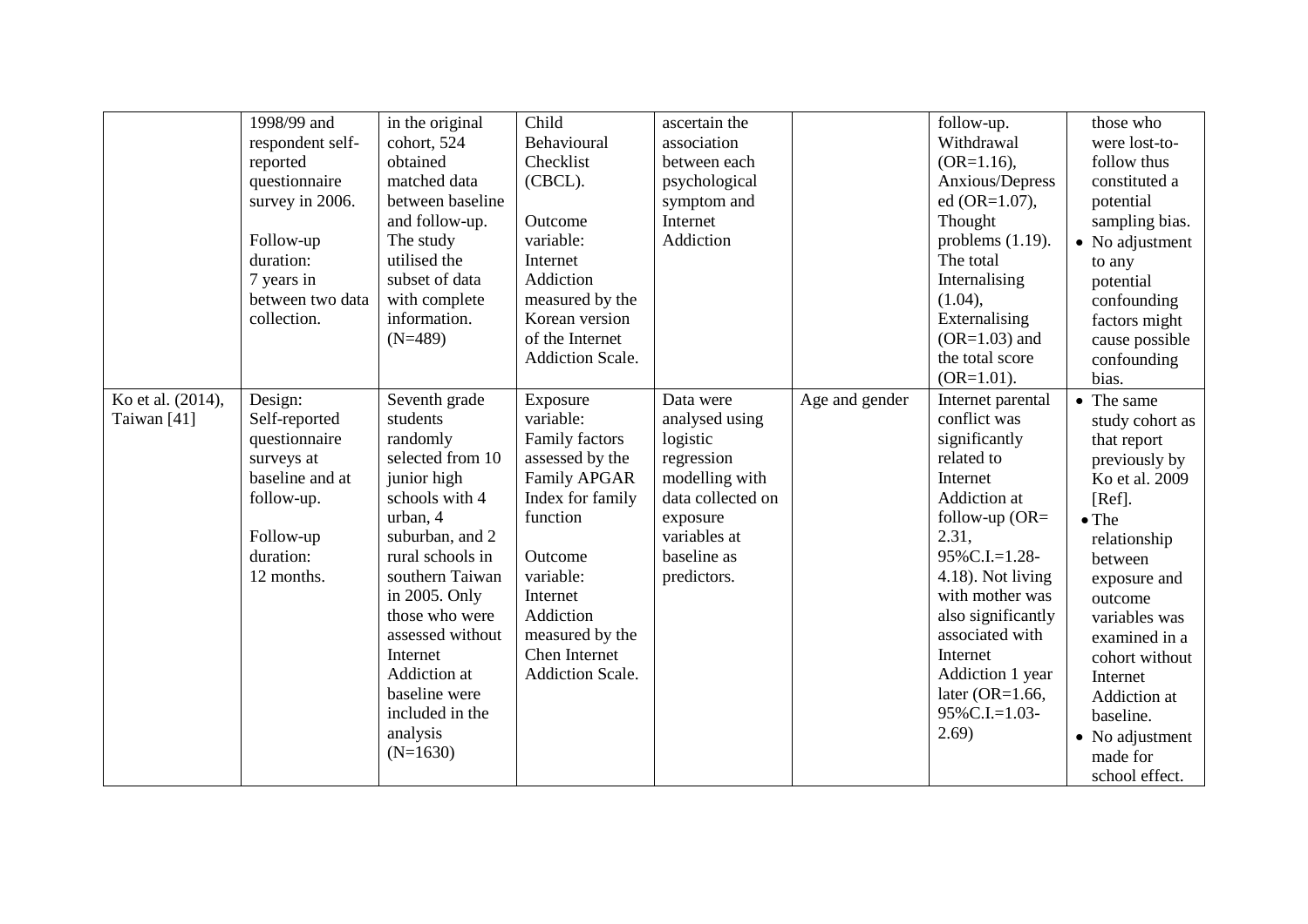|  |  |  |  |  |  |  |  |
|---|---|---|---|---|---|---|---|
|  | 1998/99 and respondent self-reported questionnaire survey in 2006.<br><br>Follow-up duration:<br>7 years in between two data collection. | in the original cohort, 524 obtained matched data between baseline and follow-up. The study utilised the subset of data with complete information. (N=489) | Child Behavioural Checklist (CBCL).<br><br>Outcome variable:<br>Internet Addiction measured by the Korean version of the Internet Addiction Scale. | ascertain the association between each psychological symptom and Internet Addiction |  | follow-up. Withdrawal (OR=1.16), Anxious/Depressed (OR=1.07), Thought problems (1.19). The total Internalising (1.04), Externalising (OR=1.03) and the total score (OR=1.01). | those who were lost-to-follow thus constituted a potential sampling bias.<br>• No adjustment to any potential confounding factors might cause possible confounding bias. |
| Ko et al. (2014), Taiwan [41] | Design:<br>Self-reported questionnaire surveys at baseline and at follow-up.<br><br>Follow-up duration:<br>12 months. | Seventh grade students randomly selected from 10 junior high schools with 4 urban, 4 suburban, and 2 rural schools in southern Taiwan in 2005. Only those who were assessed without Internet Addiction at baseline were included in the analysis (N=1630) | Exposure variable:<br>Family factors assessed by the Family APGAR Index for family function<br><br>Outcome variable:<br>Internet Addiction measured by the Chen Internet Addiction Scale. | Data were analysed using logistic regression modelling with data collected on exposure variables at baseline as predictors. | Age and gender | Internet parental conflict was significantly related to Internet Addiction at follow-up (OR= 2.31, 95%C.I.=1.28-4.18). Not living with mother was also significantly associated with Internet Addiction 1 year later (OR=1.66, 95%C.I.=1.03-2.69) | • The same study cohort as that report previously by Ko et al. 2009 [Ref].<br>• The relationship between exposure and outcome variables was examined in a cohort without Internet Addiction at baseline.<br>• No adjustment made for school effect. |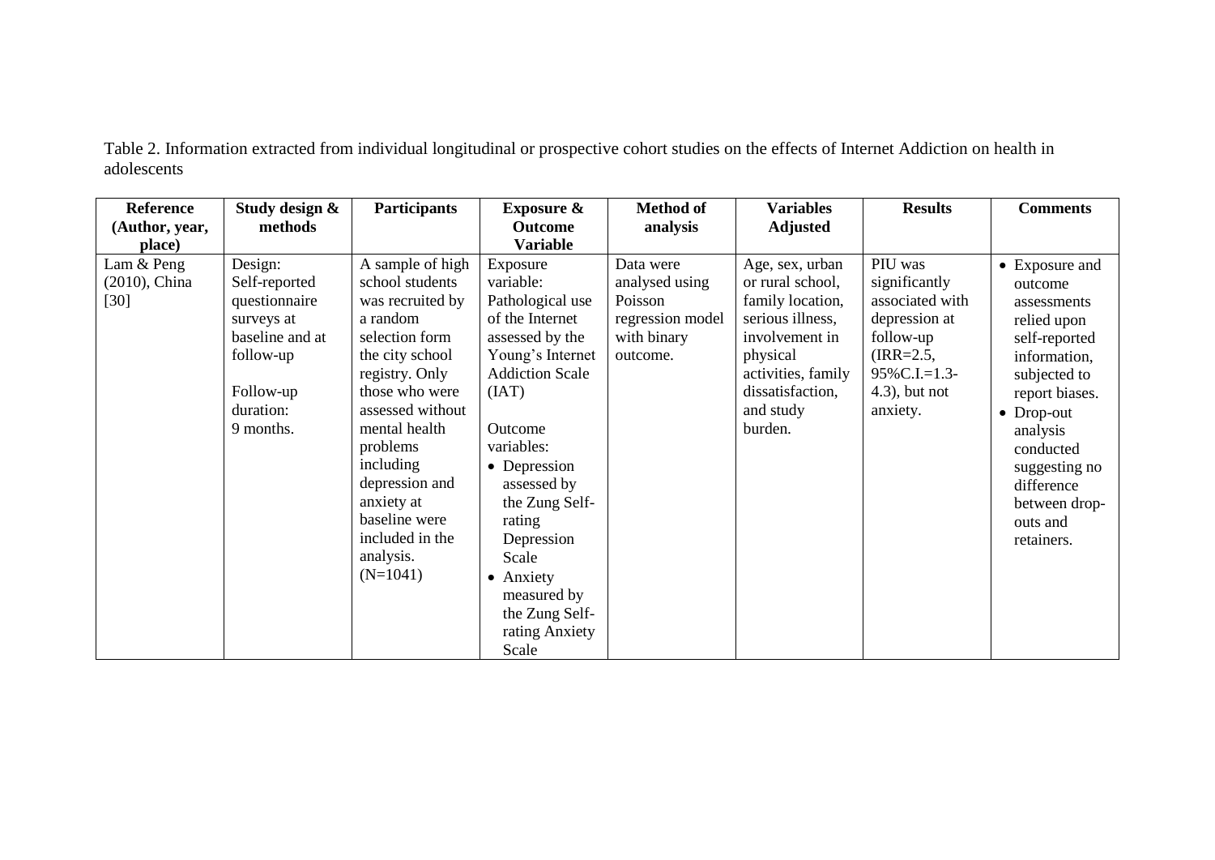Table 2. Information extracted from individual longitudinal or prospective cohort studies on the effects of Internet Addiction on health in adolescents

| Reference (Author, year, place) | Study design & methods | Participants | Exposure & Outcome Variable | Method of analysis | Variables Adjusted | Results | Comments |
|---|---|---|---|---|---|---|---|
| Lam & Peng (2010), China [30] | Design: Self-reported questionnaire surveys at baseline and at follow-up<br><br>Follow-up duration: 9 months. | A sample of high school students was recruited by a random selection form the city school registry. Only those who were assessed without mental health problems including depression and anxiety at baseline were included in the analysis. (N=1041) | Exposure variable: Pathological use of the Internet assessed by the Young's Internet Addiction Scale (IAT)<br><br>Outcome variables:<br>• Depression assessed by the Zung Self-rating Depression Scale<br>• Anxiety measured by the Zung Self-rating Anxiety Scale | Data were analysed using Poisson regression model with binary outcome. | Age, sex, urban or rural school, family location, serious illness, involvement in physical activities, family dissatisfaction, and study burden. | PIU was significantly associated with depression at follow-up (IRR=2.5, 95%C.I.=1.3-4.3), but not anxiety. | • Exposure and outcome assessments relied upon self-reported information, subjected to report biases.<br>• Drop-out analysis conducted suggesting no difference between drop-outs and retainers. |